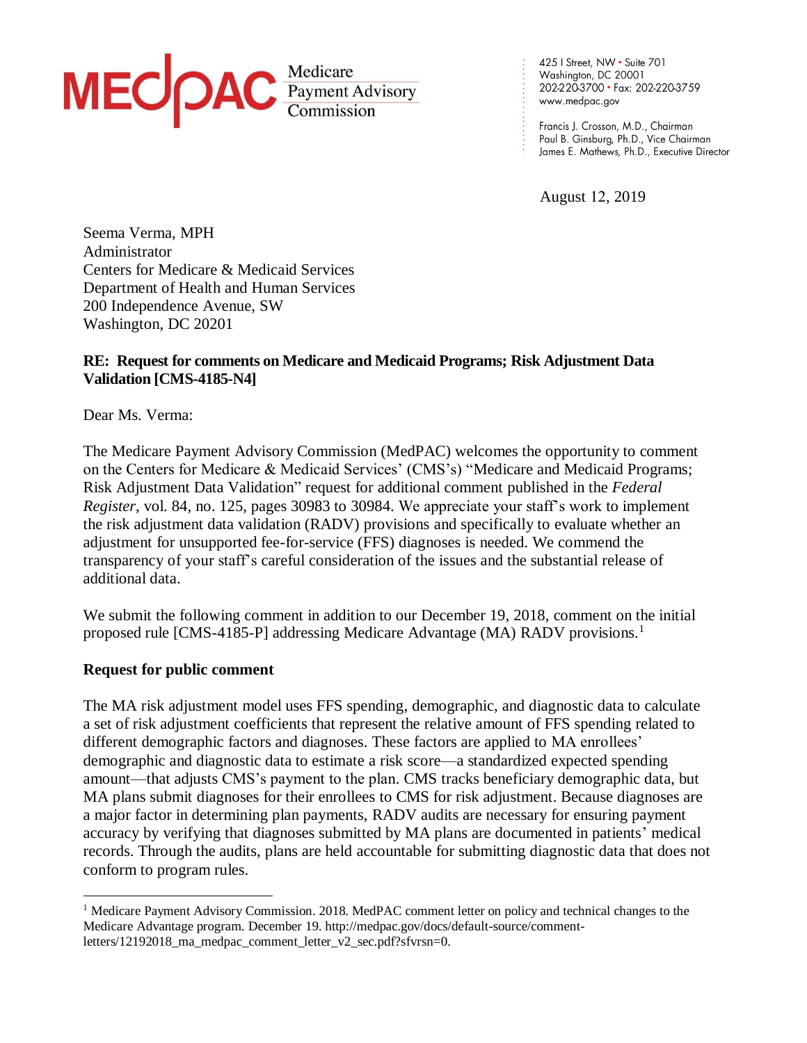MEDPAC Medicare Payment Advisory Commission

425 I Street, NW • Suite 701
Washington, DC 20001
202-220-3700 • Fax: 202-220-3759
www.medpac.gov

Francis J. Crosson, M.D., Chairman
Paul B. Ginsburg, Ph.D., Vice Chairman
James E. Mathews, Ph.D., Executive Director

August 12, 2019

Seema Verma, MPH
Administrator
Centers for Medicare & Medicaid Services
Department of Health and Human Services
200 Independence Avenue, SW
Washington, DC 20201

**RE: Request for comments on Medicare and Medicaid Programs; Risk Adjustment Data Validation [CMS-4185-N4]**

Dear Ms. Verma:

The Medicare Payment Advisory Commission (MedPAC) welcomes the opportunity to comment on the Centers for Medicare & Medicaid Services' (CMS's) "Medicare and Medicaid Programs; Risk Adjustment Data Validation" request for additional comment published in the *Federal Register*, vol. 84, no. 125, pages 30983 to 30984. We appreciate your staff's work to implement the risk adjustment data validation (RADV) provisions and specifically to evaluate whether an adjustment for unsupported fee-for-service (FFS) diagnoses is needed. We commend the transparency of your staff's careful consideration of the issues and the substantial release of additional data.

We submit the following comment in addition to our December 19, 2018, comment on the initial proposed rule [CMS-4185-P] addressing Medicare Advantage (MA) RADV provisions.[1]

**Request for public comment**

The MA risk adjustment model uses FFS spending, demographic, and diagnostic data to calculate a set of risk adjustment coefficients that represent the relative amount of FFS spending related to different demographic factors and diagnoses. These factors are applied to MA enrollees' demographic and diagnostic data to estimate a risk score—a standardized expected spending amount—that adjusts CMS's payment to the plan. CMS tracks beneficiary demographic data, but MA plans submit diagnoses for their enrollees to CMS for risk adjustment. Because diagnoses are a major factor in determining plan payments, RADV audits are necessary for ensuring payment accuracy by verifying that diagnoses submitted by MA plans are documented in patients' medical records. Through the audits, plans are held accountable for submitting diagnostic data that does not conform to program rules.

[1] Medicare Payment Advisory Commission. 2018. MedPAC comment letter on policy and technical changes to the Medicare Advantage program. December 19. http://medpac.gov/docs/default-source/comment-letters/12192018_ma_medpac_comment_letter_v2_sec.pdf?sfvrsn=0.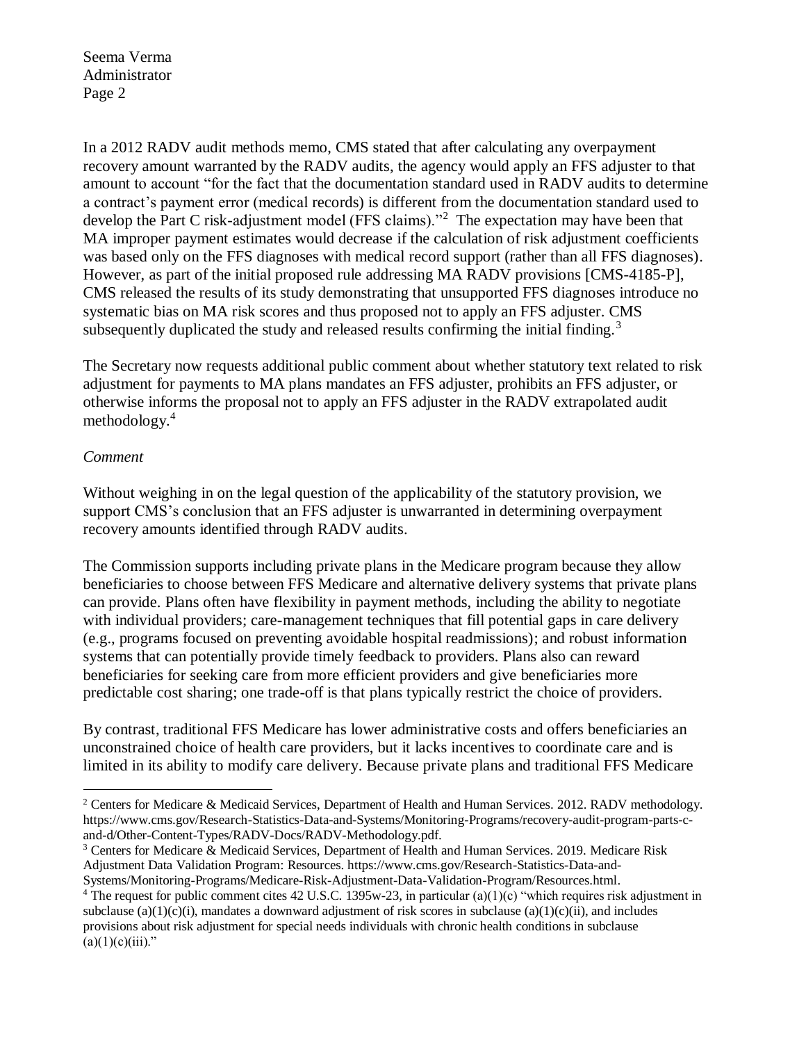In a 2012 RADV audit methods memo, CMS stated that after calculating any overpayment recovery amount warranted by the RADV audits, the agency would apply an FFS adjuster to that amount to account "for the fact that the documentation standard used in RADV audits to determine a contract's payment error (medical records) is different from the documentation standard used to develop the Part C risk-adjustment model (FFS claims)."[2] The expectation may have been that MA improper payment estimates would decrease if the calculation of risk adjustment coefficients was based only on the FFS diagnoses with medical record support (rather than all FFS diagnoses). However, as part of the initial proposed rule addressing MA RADV provisions [CMS-4185-P], CMS released the results of its study demonstrating that unsupported FFS diagnoses introduce no systematic bias on MA risk scores and thus proposed not to apply an FFS adjuster. CMS subsequently duplicated the study and released results confirming the initial finding.[3]

The Secretary now requests additional public comment about whether statutory text related to risk adjustment for payments to MA plans mandates an FFS adjuster, prohibits an FFS adjuster, or otherwise informs the proposal not to apply an FFS adjuster in the RADV extrapolated audit methodology.[4]

*Comment*

Without weighing in on the legal question of the applicability of the statutory provision, we support CMS's conclusion that an FFS adjuster is unwarranted in determining overpayment recovery amounts identified through RADV audits.

The Commission supports including private plans in the Medicare program because they allow beneficiaries to choose between FFS Medicare and alternative delivery systems that private plans can provide. Plans often have flexibility in payment methods, including the ability to negotiate with individual providers; care-management techniques that fill potential gaps in care delivery (e.g., programs focused on preventing avoidable hospital readmissions); and robust information systems that can potentially provide timely feedback to providers. Plans also can reward beneficiaries for seeking care from more efficient providers and give beneficiaries more predictable cost sharing; one trade-off is that plans typically restrict the choice of providers.

By contrast, traditional FFS Medicare has lower administrative costs and offers beneficiaries an unconstrained choice of health care providers, but it lacks incentives to coordinate care and is limited in its ability to modify care delivery. Because private plans and traditional FFS Medicare

---

[2] Centers for Medicare & Medicaid Services, Department of Health and Human Services. 2012. RADV methodology. https://www.cms.gov/Research-Statistics-Data-and-Systems/Monitoring-Programs/recovery-audit-program-parts-c-and-d/Other-Content-Types/RADV-Docs/RADV-Methodology.pdf.

[3] Centers for Medicare & Medicaid Services, Department of Health and Human Services. 2019. Medicare Risk Adjustment Data Validation Program: Resources. https://www.cms.gov/Research-Statistics-Data-and-Systems/Monitoring-Programs/Medicare-Risk-Adjustment-Data-Validation-Program/Resources.html.

[4] The request for public comment cites 42 U.S.C. 1395w-23, in particular (a)(1)(c) "which requires risk adjustment in subclause (a)(1)(c)(i), mandates a downward adjustment of risk scores in subclause (a)(1)(c)(ii), and includes provisions about risk adjustment for special needs individuals with chronic health conditions in subclause (a)(1)(c)(iii)."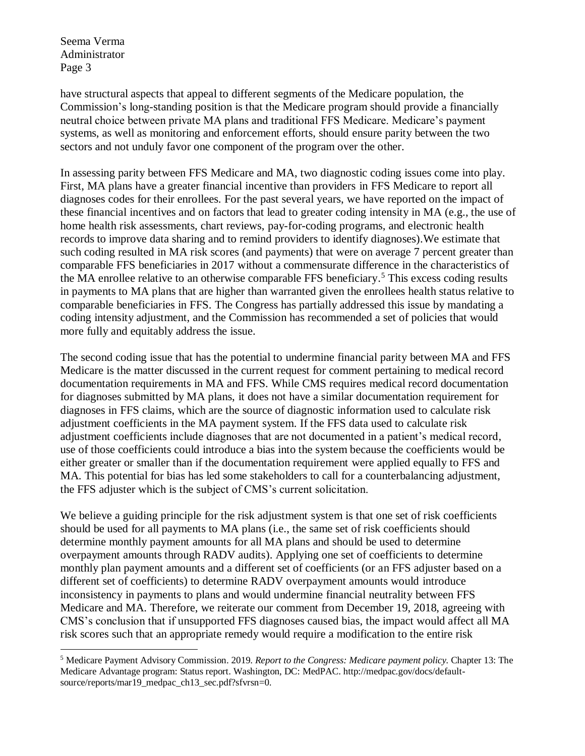have structural aspects that appeal to different segments of the Medicare population, the Commission's long-standing position is that the Medicare program should provide a financially neutral choice between private MA plans and traditional FFS Medicare. Medicare's payment systems, as well as monitoring and enforcement efforts, should ensure parity between the two sectors and not unduly favor one component of the program over the other.

In assessing parity between FFS Medicare and MA, two diagnostic coding issues come into play. First, MA plans have a greater financial incentive than providers in FFS Medicare to report all diagnoses codes for their enrollees. For the past several years, we have reported on the impact of these financial incentives and on factors that lead to greater coding intensity in MA (e.g., the use of home health risk assessments, chart reviews, pay-for-coding programs, and electronic health records to improve data sharing and to remind providers to identify diagnoses).We estimate that such coding resulted in MA risk scores (and payments) that were on average 7 percent greater than comparable FFS beneficiaries in 2017 without a commensurate difference in the characteristics of the MA enrollee relative to an otherwise comparable FFS beneficiary.[5] This excess coding results in payments to MA plans that are higher than warranted given the enrollees health status relative to comparable beneficiaries in FFS. The Congress has partially addressed this issue by mandating a coding intensity adjustment, and the Commission has recommended a set of policies that would more fully and equitably address the issue.

The second coding issue that has the potential to undermine financial parity between MA and FFS Medicare is the matter discussed in the current request for comment pertaining to medical record documentation requirements in MA and FFS. While CMS requires medical record documentation for diagnoses submitted by MA plans, it does not have a similar documentation requirement for diagnoses in FFS claims, which are the source of diagnostic information used to calculate risk adjustment coefficients in the MA payment system. If the FFS data used to calculate risk adjustment coefficients include diagnoses that are not documented in a patient's medical record, use of those coefficients could introduce a bias into the system because the coefficients would be either greater or smaller than if the documentation requirement were applied equally to FFS and MA. This potential for bias has led some stakeholders to call for a counterbalancing adjustment, the FFS adjuster which is the subject of CMS's current solicitation.

We believe a guiding principle for the risk adjustment system is that one set of risk coefficients should be used for all payments to MA plans (i.e., the same set of risk coefficients should determine monthly payment amounts for all MA plans and should be used to determine overpayment amounts through RADV audits). Applying one set of coefficients to determine monthly plan payment amounts and a different set of coefficients (or an FFS adjuster based on a different set of coefficients) to determine RADV overpayment amounts would introduce inconsistency in payments to plans and would undermine financial neutrality between FFS Medicare and MA. Therefore, we reiterate our comment from December 19, 2018, agreeing with CMS's conclusion that if unsupported FFS diagnoses caused bias, the impact would affect all MA risk scores such that an appropriate remedy would require a modification to the entire risk

---

[5] Medicare Payment Advisory Commission. 2019. *Report to the Congress: Medicare payment policy.* Chapter 13: The Medicare Advantage program: Status report. Washington, DC: MedPAC. http://medpac.gov/docs/default-source/reports/mar19_medpac_ch13_sec.pdf?sfvrsn=0.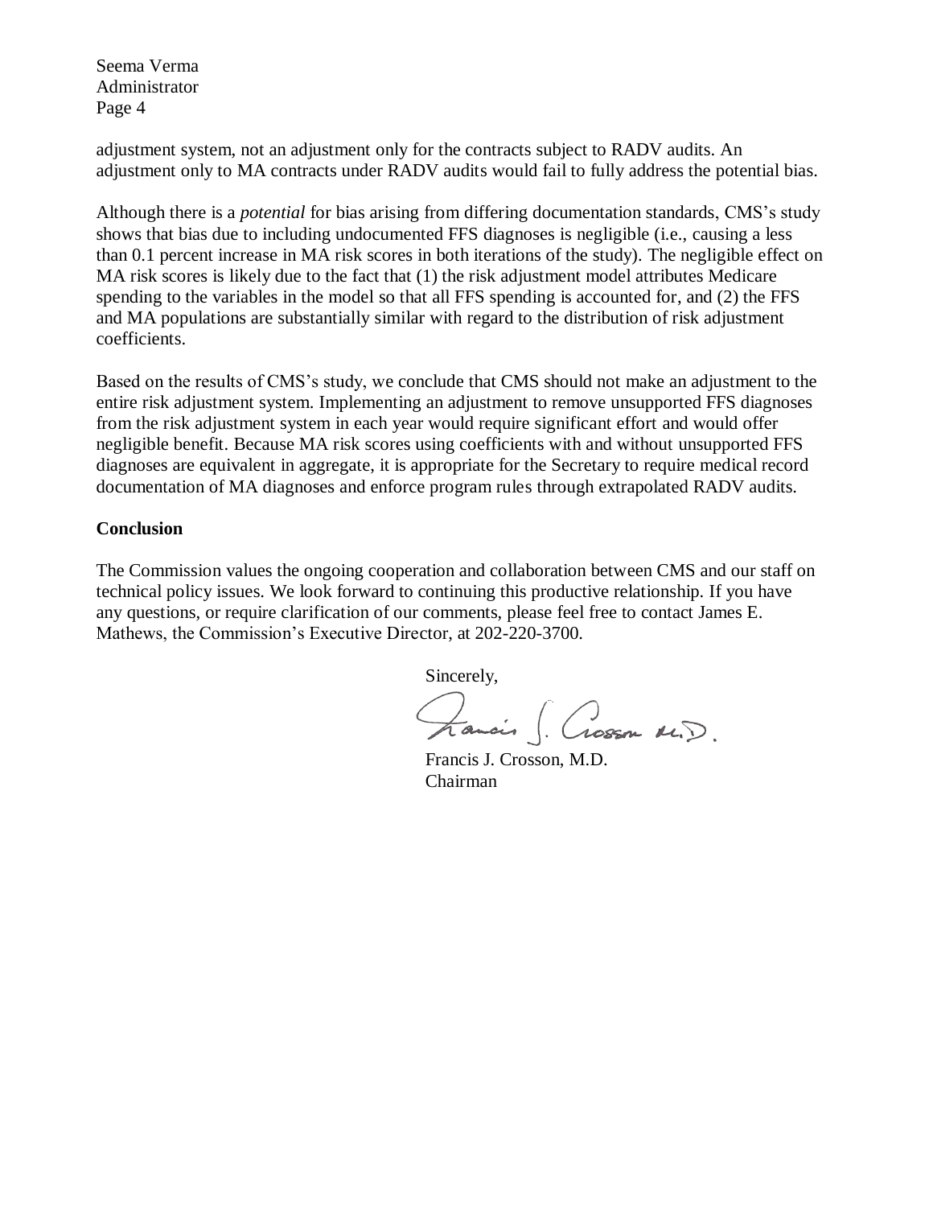adjustment system, not an adjustment only for the contracts subject to RADV audits. An adjustment only to MA contracts under RADV audits would fail to fully address the potential bias.

Although there is a *potential* for bias arising from differing documentation standards, CMS's study shows that bias due to including undocumented FFS diagnoses is negligible (i.e., causing a less than 0.1 percent increase in MA risk scores in both iterations of the study). The negligible effect on MA risk scores is likely due to the fact that (1) the risk adjustment model attributes Medicare spending to the variables in the model so that all FFS spending is accounted for, and (2) the FFS and MA populations are substantially similar with regard to the distribution of risk adjustment coefficients.

Based on the results of CMS's study, we conclude that CMS should not make an adjustment to the entire risk adjustment system. Implementing an adjustment to remove unsupported FFS diagnoses from the risk adjustment system in each year would require significant effort and would offer negligible benefit. Because MA risk scores using coefficients with and without unsupported FFS diagnoses are equivalent in aggregate, it is appropriate for the Secretary to require medical record documentation of MA diagnoses and enforce program rules through extrapolated RADV audits.

**Conclusion**

The Commission values the ongoing cooperation and collaboration between CMS and our staff on technical policy issues. We look forward to continuing this productive relationship. If you have any questions, or require clarification of our comments, please feel free to contact James E. Mathews, the Commission's Executive Director, at 202-220-3700.

Sincerely,

Francis J. Crosson, M.D.
Chairman